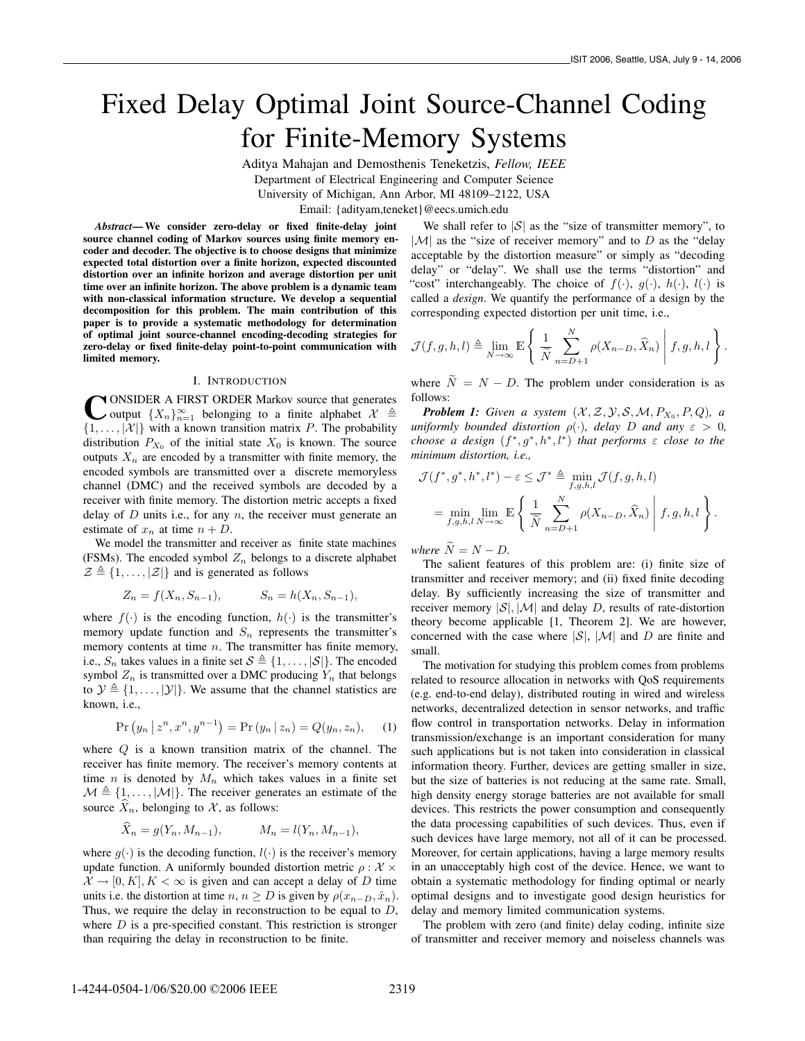# Fixed Delay Optimal Joint Source-Channel Coding for Finite-Memory Systems

Aditya Mahajan and Demosthenis Teneketzis, *Fellow, IEEE*

Department of Electrical Engineering and Computer Science
University of Michigan, Ann Arbor, MI 48109–2122, USA
Email: {adityam,teneket}@eecs.umich.edu

***Abstract*— We consider zero-delay or fixed finite-delay joint source channel coding of Markov sources using finite memory encoder and decoder. The objective is to choose designs that minimize expected total distortion over a finite horizon, expected discounted distortion over an infinite horizon and average distortion per unit time over an infinite horizon. The above problem is a dynamic team with non-classical information structure. We develop a sequential decomposition for this problem. The main contribution of this paper is to provide a systematic methodology for determination of optimal joint source-channel encoding-decoding strategies for zero-delay or fixed finite-delay point-to-point communication with limited memory.**

## I. Introduction

CONSIDER A FIRST ORDER Markov source that generates output $\{X_n\}_{n=1}^{\infty}$ belonging to a finite alphabet $\mathcal{X} \triangleq \{1, \dots, |\mathcal{X}|\}$ with a known transition matrix $P$. The probability distribution $P_{X_0}$ of the initial state $X_0$ is known. The source outputs $X_n$ are encoded by a transmitter with finite memory, the encoded symbols are transmitted over a discrete memoryless channel (DMC) and the received symbols are decoded by a receiver with finite memory. The distortion metric accepts a fixed delay of $D$ units i.e., for any $n$, the receiver must generate an estimate of $x_n$ at time $n + D$.

We model the transmitter and receiver as finite state machines (FSMs). The encoded symbol $Z_n$ belongs to a discrete alphabet $\mathcal{Z} \triangleq \{1, \dots, |\mathcal{Z}|\}$ and is generated as follows

$$Z_n = f(X_n, S_{n-1}), \qquad S_n = h(X_n, S_{n-1}),$$

where $f(\cdot)$ is the encoding function, $h(\cdot)$ is the transmitter's memory update function and $S_n$ represents the transmitter's memory contents at time $n$. The transmitter has finite memory, i.e., $S_n$ takes values in a finite set $\mathcal{S} \triangleq \{1, \dots, |\mathcal{S}|\}$. The encoded symbol $Z_n$ is transmitted over a DMC producing $Y_n$ that belongs to $\mathcal{Y} \triangleq \{1, \dots, |\mathcal{Y}|\}$. We assume that the channel statistics are known, i.e.,

$$\Pr\left(y_n \,\middle|\, z^n, x^n, y^{n-1}\right) = \Pr\left(y_n \,|\, z_n\right) = Q(y_n, z_n), \qquad (1)$$

where $Q$ is a known transition matrix of the channel. The receiver has finite memory. The receiver's memory contents at time $n$ is denoted by $M_n$ which takes values in a finite set $\mathcal{M} \triangleq \{1, \dots, |\mathcal{M}|\}$. The receiver generates an estimate of the source $\widehat{X}_n$, belonging to $\mathcal{X}$, as follows:

$$\widehat{X}_n = g(Y_n, M_{n-1}), \qquad M_n = l(Y_n, M_{n-1}),$$

where $g(\cdot)$ is the decoding function, $l(\cdot)$ is the receiver's memory update function. A uniformly bounded distortion metric $\rho : \mathcal{X} \times \mathcal{X} \to [0, K], K < \infty$ is given and can accept a delay of $D$ time units i.e. the distortion at time $n$, $n \geq D$ is given by $\rho(x_{n-D}, \hat{x}_n)$. Thus, we require the delay in reconstruction to be equal to $D$, where $D$ is a pre-specified constant. This restriction is stronger than requiring the delay in reconstruction to be finite.

We shall refer to $|\mathcal{S}|$ as the "size of transmitter memory", to $|\mathcal{M}|$ as the "size of receiver memory" and to $D$ as the "delay acceptable by the distortion measure" or simply as "decoding delay" or "delay". We shall use the terms "distortion" and "cost" interchangeably. The choice of $f(\cdot)$, $g(\cdot)$, $h(\cdot)$, $l(\cdot)$ is called a *design*. We quantify the performance of a design by the corresponding expected distortion per unit time, i.e.,

$$\mathcal{J}(f, g, h, l) \triangleq \lim_{N \to \infty} \mathbb{E}\left\{ \frac{1}{\widetilde{N}} \sum_{n=D+1}^{N} \rho(X_{n-D}, \widehat{X}_n) \,\middle|\, f, g, h, l \right\}.$$

where $\widetilde{N} = N - D$. The problem under consideration is as follows:

***Problem 1:*** *Given a system $(\mathcal{X}, \mathcal{Z}, \mathcal{Y}, \mathcal{S}, \mathcal{M}, P_{X_0}, P, Q)$, a uniformly bounded distortion $\rho(\cdot)$, delay $D$ and any $\varepsilon > 0$, choose a design $(f^*, g^*, h^*, l^*)$ that performs $\varepsilon$ close to the minimum distortion, i.e.,*

$$\begin{aligned}
\mathcal{J}(f^*, g^*, h^*, l^*) - \varepsilon \leq \mathcal{J}^* &\triangleq \min_{f,g,h,l} \mathcal{J}(f, g, h, l) \\
&= \min_{f,g,h,l} \lim_{N \to \infty} \mathbb{E}\left\{ \frac{1}{\widetilde{N}} \sum_{n=D+1}^{N} \rho(X_{n-D}, \widehat{X}_n) \,\middle|\, f, g, h, l \right\}.
\end{aligned}$$

*where $\widetilde{N} = N - D$.*

The salient features of this problem are: (i) finite size of transmitter and receiver memory; and (ii) fixed finite decoding delay. By sufficiently increasing the size of transmitter and receiver memory $|\mathcal{S}|, |\mathcal{M}|$ and delay $D$, results of rate-distortion theory become applicable [1, Theorem 2]. We are however, concerned with the case where $|\mathcal{S}|$, $|\mathcal{M}|$ and $D$ are finite and small.

The motivation for studying this problem comes from problems related to resource allocation in networks with QoS requirements (e.g. end-to-end delay), distributed routing in wired and wireless networks, decentralized detection in sensor networks, and traffic flow control in transportation networks. Delay in information transmission/exchange is an important consideration for many such applications but is not taken into consideration in classical information theory. Further, devices are getting smaller in size, but the size of batteries is not reducing at the same rate. Small, high density energy storage batteries are not available for small devices. This restricts the power consumption and consequently the data processing capabilities of such devices. Thus, even if such devices have large memory, not all of it can be processed. Moreover, for certain applications, having a large memory results in an unacceptably high cost of the device. Hence, we want to obtain a systematic methodology for finding optimal or nearly optimal designs and to investigate good design heuristics for delay and memory limited communication systems.

The problem with zero (and finite) delay coding, infinite size of transmitter and receiver memory and noiseless channels was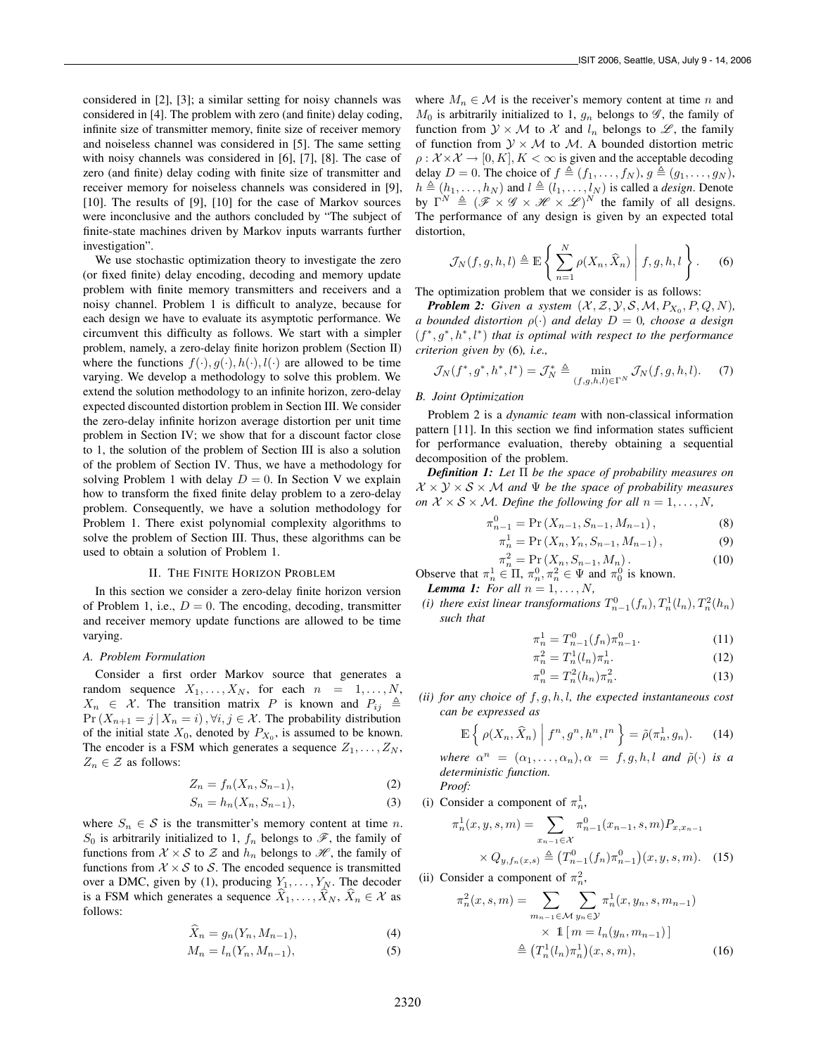considered in [2], [3]; a similar setting for noisy channels was considered in [4]. The problem with zero (and finite) delay coding, infinite size of transmitter memory, finite size of receiver memory and noiseless channel was considered in [5]. The same setting with noisy channels was considered in [6], [7], [8]. The case of zero (and finite) delay coding with finite size of transmitter and receiver memory for noiseless channels was considered in [9], [10]. The results of [9], [10] for the case of Markov sources were inconclusive and the authors concluded by "The subject of finite-state machines driven by Markov inputs warrants further investigation".

We use stochastic optimization theory to investigate the zero (or fixed finite) delay encoding, decoding and memory update problem with finite memory transmitters and receivers and a noisy channel. Problem 1 is difficult to analyze, because for each design we have to evaluate its asymptotic performance. We circumvent this difficulty as follows. We start with a simpler problem, namely, a zero-delay finite horizon problem (Section II) where the functions $f(\cdot), g(\cdot), h(\cdot), l(\cdot)$ are allowed to be time varying. We develop a methodology to solve this problem. We extend the solution methodology to an infinite horizon, zero-delay expected discounted distortion problem in Section III. We consider the zero-delay infinite horizon average distortion per unit time problem in Section IV; we show that for a discount factor close to 1, the solution of the problem of Section III is also a solution of the problem of Section IV. Thus, we have a methodology for solving Problem 1 with delay $D = 0$. In Section V we explain how to transform the fixed finite delay problem to a zero-delay problem. Consequently, we have a solution methodology for Problem 1. There exist polynomial complexity algorithms to solve the problem of Section III. Thus, these algorithms can be used to obtain a solution of Problem 1.

## II. The Finite Horizon Problem

In this section we consider a zero-delay finite horizon version of Problem 1, i.e., $D = 0$. The encoding, decoding, transmitter and receiver memory update functions are allowed to be time varying.

### A. Problem Formulation

Consider a first order Markov source that generates a random sequence $X_1, \dots, X_N$, for each $n = 1, \dots, N$, $X_n \in \mathcal{X}$. The transition matrix $P$ is known and $P_{ij} \triangleq \Pr(X_{n+1} = j \mid X_n = i), \forall i, j \in \mathcal{X}$. The probability distribution of the initial state $X_0$, denoted by $P_{X_0}$, is assumed to be known. The encoder is a FSM which generates a sequence $Z_1, \dots, Z_N$, $Z_n \in \mathcal{Z}$ as follows:

$$Z_n = f_n(X_n, S_{n-1}), \tag{2}$$

$$S_n = h_n(X_n, S_{n-1}), \tag{3}$$

where $S_n \in \mathcal{S}$ is the transmitter's memory content at time $n$. $S_0$ is arbitrarily initialized to 1, $f_n$ belongs to $\mathscr{F}$, the family of functions from $\mathcal{X} \times \mathcal{S}$ to $\mathcal{Z}$ and $h_n$ belongs to $\mathscr{H}$, the family of functions from $\mathcal{X} \times \mathcal{S}$ to $\mathcal{S}$. The encoded sequence is transmitted over a DMC, given by (1), producing $Y_1, \dots, Y_N$. The decoder is a FSM which generates a sequence $\widehat{X}_1, \dots, \widehat{X}_N$, $\widehat{X}_n \in \mathcal{X}$ as follows:

$$\widehat{X}_n = g_n(Y_n, M_{n-1}), \tag{4}$$

$$M_n = l_n(Y_n, M_{n-1}), \tag{5}$$

where $M_n \in \mathcal{M}$ is the receiver's memory content at time $n$ and $M_0$ is arbitrarily initialized to 1, $g_n$ belongs to $\mathscr{G}$, the family of function from $\mathcal{Y} \times \mathcal{M}$ to $\mathcal{X}$ and $l_n$ belongs to $\mathscr{L}$, the family of function from $\mathcal{Y} \times \mathcal{M}$ to $\mathcal{M}$. A bounded distortion metric $\rho : \mathcal{X} \times \mathcal{X} \to [0, K], K < \infty$ is given and the acceptable decoding delay $D = 0$. The choice of $f \triangleq (f_1, \dots, f_N)$, $g \triangleq (g_1, \dots, g_N)$, $h \triangleq (h_1, \dots, h_N)$ and $l \triangleq (l_1, \dots, l_N)$ is called a *design*. Denote by $\Gamma^N \triangleq (\mathscr{F} \times \mathscr{G} \times \mathscr{H} \times \mathscr{L})^N$ the family of all designs. The performance of any design is given by an expected total distortion,

$$\mathcal{J}_N(f, g, h, l) \triangleq \mathbb{E}\left\{ \sum_{n=1}^{N} \rho(X_n, \widehat{X}_n) \;\middle|\; f, g, h, l \right\}. \tag{6}$$

The optimization problem that we consider is as follows:

***Problem 2:*** *Given a system $(\mathcal{X}, \mathcal{Z}, \mathcal{Y}, \mathcal{S}, \mathcal{M}, P_{X_0}, P, Q, N)$, a bounded distortion $\rho(\cdot)$ and delay $D = 0$, choose a design $(f^*, g^*, h^*, l^*)$ that is optimal with respect to the performance criterion given by* (6)*, i.e.,*

$$\mathcal{J}_N(f^*, g^*, h^*, l^*) = \mathcal{J}_N^* \triangleq \min_{(f,g,h,l) \in \Gamma^N} \mathcal{J}_N(f, g, h, l). \tag{7}$$

### B. Joint Optimization

Problem 2 is a *dynamic team* with non-classical information pattern [11]. In this section we find information states sufficient for performance evaluation, thereby obtaining a sequential decomposition of the problem.

***Definition 1:*** *Let $\Pi$ be the space of probability measures on $\mathcal{X} \times \mathcal{Y} \times \mathcal{S} \times \mathcal{M}$ and $\Psi$ be the space of probability measures on $\mathcal{X} \times \mathcal{S} \times \mathcal{M}$. Define the following for all $n = 1, \dots, N$,*

$$\pi_{n-1}^0 = \Pr(X_{n-1}, S_{n-1}, M_{n-1}), \tag{8}$$

$$\pi_n^1 = \Pr(X_n, Y_n, S_{n-1}, M_{n-1}), \tag{9}$$

$$\pi_n^2 = \Pr(X_n, S_{n-1}, M_n). \tag{10}$$

Observe that $\pi_n^1 \in \Pi$, $\pi_n^0, \pi_n^2 \in \Psi$ and $\pi_0^0$ is known.

***Lemma 1:*** *For all $n = 1, \dots, N$,*

*(i) there exist linear transformations $T_{n-1}^0(f_n), T_n^1(l_n), T_n^2(h_n)$ such that*

$$\pi_n^1 = T_{n-1}^0(f_n)\pi_{n-1}^0. \tag{11}$$

$$\pi_n^2 = T_n^1(l_n)\pi_n^1. \tag{12}$$

$$\pi_n^0 = T_n^2(h_n)\pi_n^2. \tag{13}$$

*(ii) for any choice of $f, g, h, l$, the expected instantaneous cost can be expressed as*

$$\mathbb{E}\left\{ \rho(X_n, \widehat{X}_n) \;\middle|\; f^n, g^n, h^n, l^n \right\} = \tilde{\rho}(\pi_n^1, g_n). \tag{14}$$

*where $\alpha^n = (\alpha_1, \dots, \alpha_n), \alpha = f, g, h, l$ and $\tilde{\rho}(\cdot)$ is a deterministic function.*

*Proof:*

(i) Consider a component of $\pi_n^1$,

$$\pi_n^1(x, y, s, m) = \sum_{x_{n-1} \in \mathcal{X}} \pi_{n-1}^0(x_{n-1}, s, m) P_{x, x_{n-1}} \times Q_{y, f_n(x,s)} \triangleq \left(T_{n-1}^0(f_n)\pi_{n-1}^0\right)(x, y, s, m). \tag{15}$$

(ii) Consider a component of $\pi_n^2$,

$$\pi_n^2(x, s, m) = \sum_{m_{n-1} \in \mathcal{M}} \sum_{y_n \in \mathcal{Y}} \pi_n^1(x, y_n, s, m_{n-1}) \times \mathbb{1}\left[ m = l_n(y_n, m_{n-1}) \right] \triangleq \left(T_n^1(l_n)\pi_n^1\right)(x, s, m), \tag{16}$$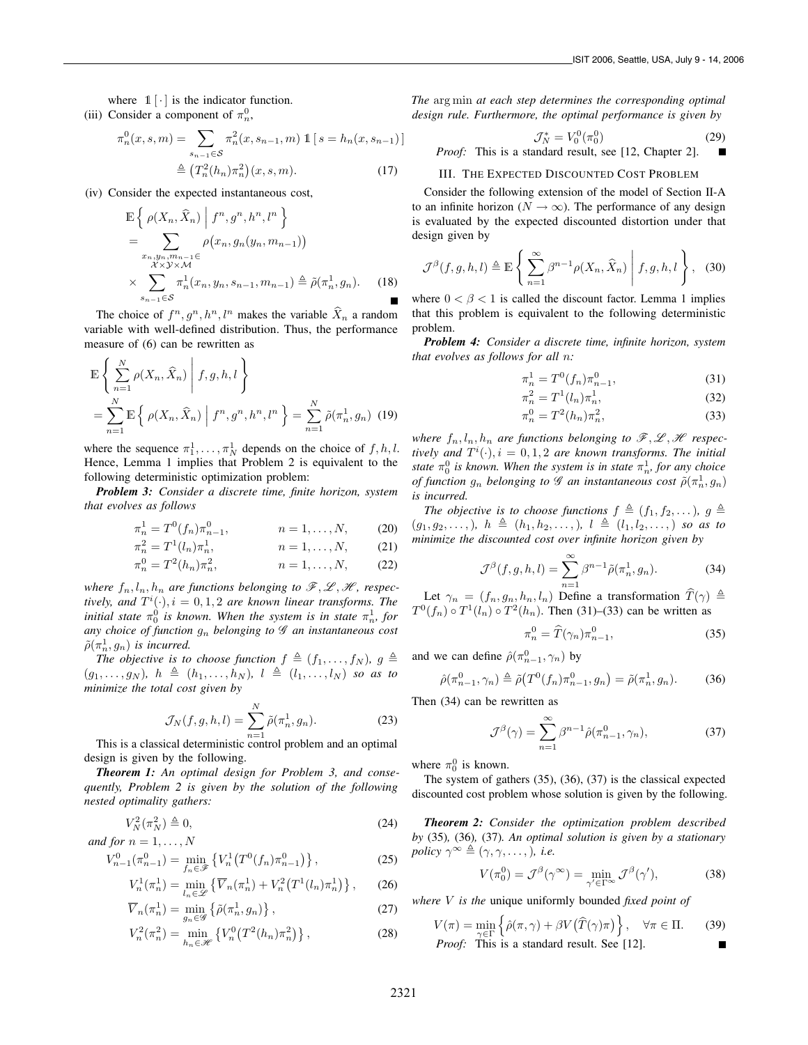where $\mathbb{1}[\cdot]$ is the indicator function.

(iii) Consider a component of $\pi_n^0$,

$$\pi_n^0(x,s,m) = \sum_{s_{n-1}\in\mathcal{S}} \pi_n^2(x,s_{n-1},m)\,\mathbb{1}[\,s = h_n(x,s_{n-1})\,] \triangleq \big(T_n^2(h_n)\pi_n^2\big)(x,s,m). \tag{17}$$

(iv) Consider the expected instantaneous cost,

$$\begin{aligned}
&\mathbb{E}\left\{ \rho(X_n,\widehat{X}_n) \;\middle|\; f^n, g^n, h^n, l^n \right\} \\
&= \sum_{\substack{x_n,y_n,m_{n-1}\in \\ \mathcal{X}\times\mathcal{Y}\times\mathcal{M}}} \rho\big(x_n, g_n(y_n,m_{n-1})\big) \\
&\times \sum_{s_{n-1}\in\mathcal{S}} \pi_n^1(x_n,y_n,s_{n-1},m_{n-1}) \triangleq \tilde{\rho}(\pi_n^1,g_n).
\end{aligned} \tag{18}$$

∎

The choice of $f^n, g^n, h^n, l^n$ makes the variable $\widehat{X}_n$ a random variable with well-defined distribution. Thus, the performance measure of (6) can be rewritten as

$$\begin{aligned}
&\mathbb{E}\left\{ \sum_{n=1}^{N} \rho(X_n,\widehat{X}_n) \;\middle|\; f,g,h,l \right\} \\
&= \sum_{n=1}^{N} \mathbb{E}\left\{ \rho(X_n,\widehat{X}_n) \;\middle|\; f^n,g^n,h^n,l^n \right\} = \sum_{n=1}^{N} \tilde{\rho}(\pi_n^1,g_n)
\end{aligned} \tag{19}$$

where the sequence $\pi_1^1,\dots,\pi_N^1$ depends on the choice of $f,h,l$. Hence, Lemma 1 implies that Problem 2 is equivalent to the following deterministic optimization problem:

***Problem 3:*** *Consider a discrete time, finite horizon, system that evolves as follows*

$$\pi_n^1 = T^0(f_n)\pi_{n-1}^0, \qquad n=1,\dots,N, \tag{20}$$

$$\pi_n^2 = T^1(l_n)\pi_n^1, \qquad n=1,\dots,N, \tag{21}$$

$$\pi_n^0 = T^2(h_n)\pi_n^2, \qquad n=1,\dots,N, \tag{22}$$

*where $f_n, l_n, h_n$ are functions belonging to $\mathscr{F},\mathscr{L},\mathscr{H}$, respectively, and $T^i(\cdot), i=0,1,2$ are known linear transforms. The initial state $\pi_0^0$ is known. When the system is in state $\pi_n^1$, for any choice of function $g_n$ belonging to $\mathscr{G}$ an instantaneous cost $\tilde{\rho}(\pi_n^1,g_n)$ is incurred.*

*The objective is to choose function $f \triangleq (f_1,\dots,f_N)$, $g \triangleq (g_1,\dots,g_N)$, $h \triangleq (h_1,\dots,h_N)$, $l \triangleq (l_1,\dots,l_N)$ so as to minimize the total cost given by*

$$\mathcal{J}_N(f,g,h,l) = \sum_{n=1}^{N} \tilde{\rho}(\pi_n^1,g_n). \tag{23}$$

This is a classical deterministic control problem and an optimal design is given by the following.

***Theorem 1:*** *An optimal design for Problem 3, and consequently, Problem 2 is given by the solution of the following nested optimality gathers:*

$$V_N^2(\pi_N^2) \triangleq 0, \tag{24}$$

*and for $n=1,\dots,N$*

$$V_{n-1}^0(\pi_{n-1}^0) = \min_{f_n\in\mathscr{F}} \left\{ V_n^1\big(T^0(f_n)\pi_{n-1}^0\big) \right\}, \tag{25}$$

$$V_n^1(\pi_n^1) = \min_{l_n\in\mathscr{L}} \left\{ \overline{V}_n(\pi_n^1) + V_n^2\big(T^1(l_n)\pi_n^1\big) \right\}, \tag{26}$$

$$\overline{V}_n(\pi_n^1) = \min_{g_n\in\mathscr{G}} \left\{ \tilde{\rho}(\pi_n^1,g_n) \right\}, \tag{27}$$

$$V_n^2(\pi_n^2) = \min_{h_n\in\mathscr{H}} \left\{ V_n^0\big(T^2(h_n)\pi_n^2\big) \right\}, \tag{28}$$

*The* arg min *at each step determines the corresponding optimal design rule. Furthermore, the optimal performance is given by*

$$\mathcal{J}_N^* = V_0^0(\pi_0^0) \tag{29}$$

*Proof:* This is a standard result, see [12, Chapter 2]. ∎

## III. The Expected Discounted Cost Problem

Consider the following extension of the model of Section II-A to an infinite horizon ($N\to\infty$). The performance of any design is evaluated by the expected discounted distortion under that design given by

$$\mathcal{J}^\beta(f,g,h,l) \triangleq \mathbb{E}\left\{ \sum_{n=1}^{\infty} \beta^{n-1}\rho(X_n,\widehat{X}_n) \;\middle|\; f,g,h,l \right\}, \tag{30}$$

where $0<\beta<1$ is called the discount factor. Lemma 1 implies that this problem is equivalent to the following deterministic problem.

***Problem 4:*** *Consider a discrete time, infinite horizon, system that evolves as follows for all $n$:*

$$\pi_n^1 = T^0(f_n)\pi_{n-1}^0, \tag{31}$$

$$\pi_n^2 = T^1(l_n)\pi_n^1, \tag{32}$$

$$\pi_n^0 = T^2(h_n)\pi_n^2, \tag{33}$$

*where $f_n,l_n,h_n$ are functions belonging to $\mathscr{F},\mathscr{L},\mathscr{H}$ respectively and $T^i(\cdot), i=0,1,2$ are known transforms. The initial state $\pi_0^0$ is known. When the system is in state $\pi_n^1$, for any choice of function $g_n$ belonging to $\mathscr{G}$ an instantaneous cost $\tilde{\rho}(\pi_n^1,g_n)$ is incurred.*

*The objective is to choose functions $f \triangleq (f_1,f_2,\dots)$, $g \triangleq (g_1,g_2,\dots,)$, $h \triangleq (h_1,h_2,\dots,)$, $l \triangleq (l_1,l_2,\dots,)$ so as to minimize the discounted cost over infinite horizon given by*

$$\mathcal{J}^\beta(f,g,h,l) = \sum_{n=1}^{\infty} \beta^{n-1}\tilde{\rho}(\pi_n^1,g_n). \tag{34}$$

Let $\gamma_n = (f_n,g_n,h_n,l_n)$ Define a transformation $\widehat{T}(\gamma) \triangleq T^0(f_n)\circ T^1(l_n)\circ T^2(h_n)$. Then (31)–(33) can be written as

$$\pi_n^0 = \widehat{T}(\gamma_n)\pi_{n-1}^0, \tag{35}$$

and we can define $\hat{\rho}(\pi_{n-1}^0,\gamma_n)$ by

$$\hat{\rho}(\pi_{n-1}^0,\gamma_n) \triangleq \tilde{\rho}\big(T^0(f_n)\pi_{n-1}^0, g_n\big) = \tilde{\rho}(\pi_n^1,g_n). \tag{36}$$

Then (34) can be rewritten as

$$\mathcal{J}^\beta(\gamma) = \sum_{n=1}^{\infty} \beta^{n-1}\hat{\rho}(\pi_{n-1}^0,\gamma_n), \tag{37}$$

where $\pi_0^0$ is known.

The system of gathers (35), (36), (37) is the classical expected discounted cost problem whose solution is given by the following.

***Theorem 2:*** *Consider the optimization problem described by* (35)*,* (36)*,* (37)*. An optimal solution is given by a stationary policy $\gamma^\infty \triangleq (\gamma,\gamma,\dots,)$, i.e.*

$$V(\pi_0^0) = \mathcal{J}^\beta(\gamma^\infty) = \min_{\gamma'\in\Gamma^\infty} \mathcal{J}^\beta(\gamma'), \tag{38}$$

*where $V$ is the* unique uniformly bounded *fixed point of*

$$V(\pi) = \min_{\gamma\in\Gamma} \left\{ \hat{\rho}(\pi,\gamma) + \beta V\big(\widehat{T}(\gamma)\pi\big) \right\}, \quad \forall \pi\in\Pi. \tag{39}$$

*Proof:* This is a standard result. See [12]. ∎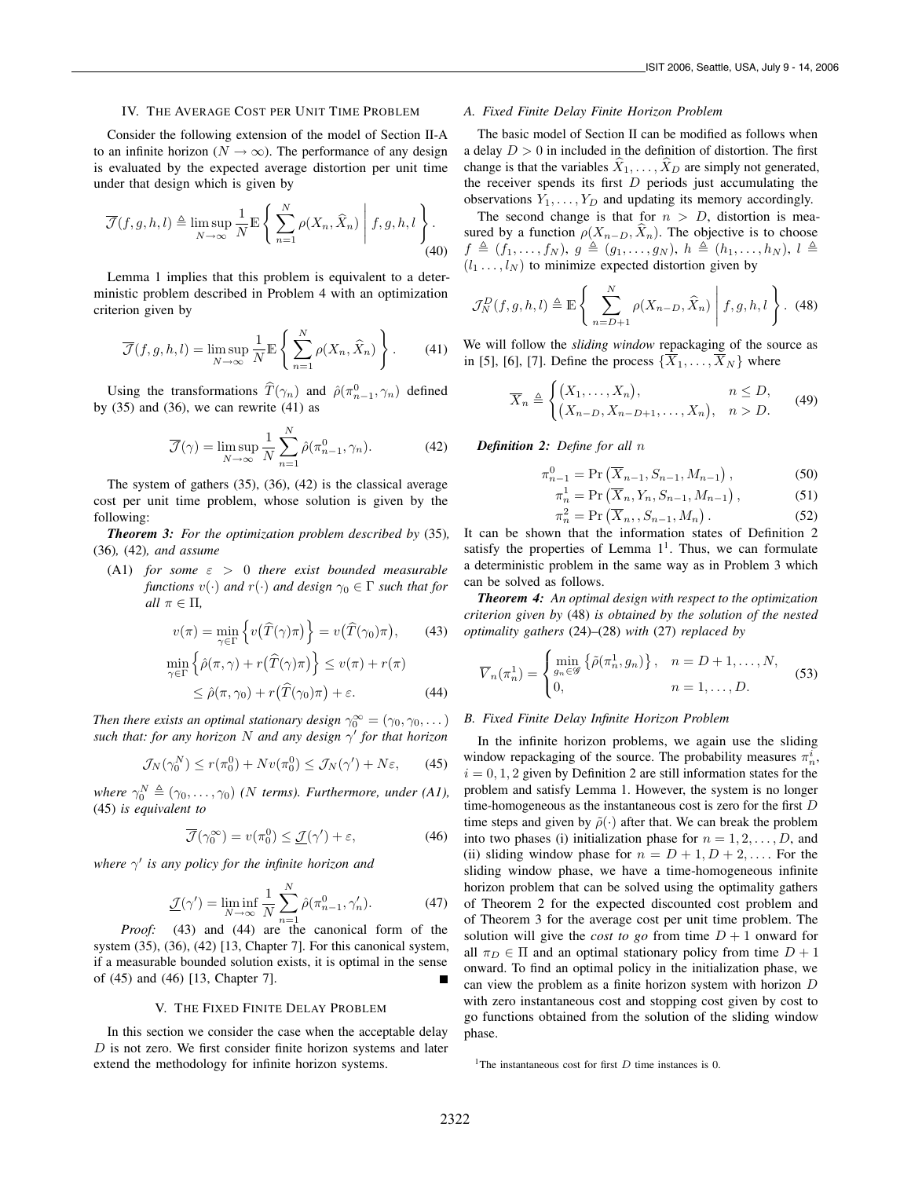## IV. The Average Cost per Unit Time Problem

Consider the following extension of the model of Section II-A to an infinite horizon ($N \to \infty$). The performance of any design is evaluated by the expected average distortion per unit time under that design which is given by

$$\overline{\mathcal{J}}(f,g,h,l) \triangleq \limsup_{N\to\infty} \frac{1}{N}\mathbb{E}\left\{ \sum_{n=1}^{N} \rho(X_n, \widehat{X}_n) \,\middle|\, f,g,h,l \right\}. \tag{40}$$

Lemma 1 implies that this problem is equivalent to a deterministic problem described in Problem 4 with an optimization criterion given by

$$\overline{\mathcal{J}}(f,g,h,l) = \limsup_{N\to\infty} \frac{1}{N}\mathbb{E}\left\{ \sum_{n=1}^{N} \rho(X_n, \widehat{X}_n) \right\}. \tag{41}$$

Using the transformations $\widehat{T}(\gamma_n)$ and $\hat{\rho}(\pi^0_{n-1}, \gamma_n)$ defined by (35) and (36), we can rewrite (41) as

$$\overline{\mathcal{J}}(\gamma) = \limsup_{N\to\infty} \frac{1}{N}\sum_{n=1}^{N} \hat{\rho}(\pi^0_{n-1}, \gamma_n). \tag{42}$$

The system of gathers (35), (36), (42) is the classical average cost per unit time problem, whose solution is given by the following:

***Theorem 3:*** *For the optimization problem described by* (35)*,* (36)*,* (42)*, and assume*

(A1) *for some $\varepsilon > 0$ there exist bounded measurable functions $v(\cdot)$ and $r(\cdot)$ and design $\gamma_0 \in \Gamma$ such that for all $\pi \in \Pi$,*

$$v(\pi) = \min_{\gamma\in\Gamma}\left\{ v\big(\widehat{T}(\gamma)\pi\big) \right\} = v\big(\widehat{T}(\gamma_0)\pi\big), \tag{43}$$

$$\begin{aligned}\min_{\gamma\in\Gamma}\left\{ \hat{\rho}(\pi,\gamma) + r\big(\widehat{T}(\gamma)\pi\big) \right\} &\le v(\pi) + r(\pi) \\ &\le \hat{\rho}(\pi,\gamma_0) + r\big(\widehat{T}(\gamma_0)\pi\big) + \varepsilon. \end{aligned} \tag{44}$$

*Then there exists an optimal stationary design $\gamma_0^\infty = (\gamma_0, \gamma_0, \dots)$ such that: for any horizon $N$ and any design $\gamma'$ for that horizon*

$$\mathcal{J}_N(\gamma_0^N) \le r(\pi^0_0) + N v(\pi^0_0) \le \mathcal{J}_N(\gamma') + N\varepsilon, \tag{45}$$

*where $\gamma_0^N \triangleq (\gamma_0, \dots, \gamma_0)$ ($N$ terms). Furthermore, under (A1),* (45) *is equivalent to*

$$\overline{\mathcal{J}}(\gamma_0^\infty) = v(\pi^0_0) \le \underline{\mathcal{J}}(\gamma') + \varepsilon, \tag{46}$$

*where $\gamma'$ is any policy for the infinite horizon and*

$$\underline{\mathcal{J}}(\gamma') = \liminf_{N\to\infty} \frac{1}{N}\sum_{n=1}^{N} \hat{\rho}(\pi^0_{n-1}, \gamma'_n). \tag{47}$$

*Proof:* (43) and (44) are the canonical form of the system (35), (36), (42) [13, Chapter 7]. For this canonical system, if a measurable bounded solution exists, it is optimal in the sense of (45) and (46) [13, Chapter 7]. ∎

## V. The Fixed Finite Delay Problem

In this section we consider the case when the acceptable delay $D$ is not zero. We first consider finite horizon systems and later extend the methodology for infinite horizon systems.

### *A. Fixed Finite Delay Finite Horizon Problem*

The basic model of Section II can be modified as follows when a delay $D > 0$ in included in the definition of distortion. The first change is that the variables $\widehat{X}_1, \dots, \widehat{X}_D$ are simply not generated, the receiver spends its first $D$ periods just accumulating the observations $Y_1, \dots, Y_D$ and updating its memory accordingly.

The second change is that for $n > D$, distortion is measured by a function $\rho(X_{n-D}, \widehat{X}_n)$. The objective is to choose $f \triangleq (f_1, \dots, f_N)$, $g \triangleq (g_1, \dots, g_N)$, $h \triangleq (h_1, \dots, h_N)$, $l \triangleq (l_1 \dots, l_N)$ to minimize expected distortion given by

$$\mathcal{J}^D_N(f,g,h,l) \triangleq \mathbb{E}\left\{ \sum_{n=D+1}^{N} \rho(X_{n-D}, \widehat{X}_n) \,\middle|\, f,g,h,l \right\}. \tag{48}$$

We will follow the *sliding window* repackaging of the source as in [5], [6], [7]. Define the process $\{\overline{X}_1, \dots, \overline{X}_N\}$ where

$$\overline{X}_n \triangleq \begin{cases} \big(X_1, \dots, X_n\big), & n \le D, \\ \big(X_{n-D}, X_{n-D+1}, \dots, X_n\big), & n > D. \end{cases} \tag{49}$$

***Definition 2:*** *Define for all $n$*

$$\pi^0_{n-1} = \Pr\left(\overline{X}_{n-1}, S_{n-1}, M_{n-1}\right), \tag{50}$$

$$\pi^1_{n} = \Pr\left(\overline{X}_{n}, Y_n, S_{n-1}, M_{n-1}\right), \tag{51}$$

$$\pi^2_{n} = \Pr\left(\overline{X}_{n},, S_{n-1}, M_{n}\right). \tag{52}$$

It can be shown that the information states of Definition 2 satisfy the properties of Lemma 1[1]. Thus, we can formulate a deterministic problem in the same way as in Problem 3 which can be solved as follows.

***Theorem 4:*** *An optimal design with respect to the optimization criterion given by* (48) *is obtained by the solution of the nested optimality gathers* (24)–(28) *with* (27) *replaced by*

$$\overline{V}_n(\pi^1_n) = \begin{cases} \min_{g_n\in\mathscr{G}} \left\{ \tilde{\rho}(\pi^1_n, g_n) \right\}, & n = D+1, \dots, N, \\ 0, & n = 1, \dots, D. \end{cases} \tag{53}$$

### *B. Fixed Finite Delay Infinite Horizon Problem*

In the infinite horizon problems, we again use the sliding window repackaging of the source. The probability measures $\pi^i_n$, $i = 0, 1, 2$ given by Definition 2 are still information states for the problem and satisfy Lemma 1. However, the system is no longer time-homogeneous as the instantaneous cost is zero for the first $D$ time steps and given by $\tilde{\rho}(\cdot)$ after that. We can break the problem into two phases (i) initialization phase for $n = 1, 2, \dots, D$, and (ii) sliding window phase for $n = D+1, D+2, \dots$. For the sliding window phase, we have a time-homogeneous infinite horizon problem that can be solved using the optimality gathers of Theorem 2 for the expected discounted cost problem and of Theorem 3 for the average cost per unit time problem. The solution will give the *cost to go* from time $D+1$ onward for all $\pi_D \in \Pi$ and an optimal stationary policy from time $D+1$ onward. To find an optimal policy in the initialization phase, we can view the problem as a finite horizon system with horizon $D$ with zero instantaneous cost and stopping cost given by cost to go functions obtained from the solution of the sliding window phase.

[1] The instantaneous cost for first $D$ time instances is 0.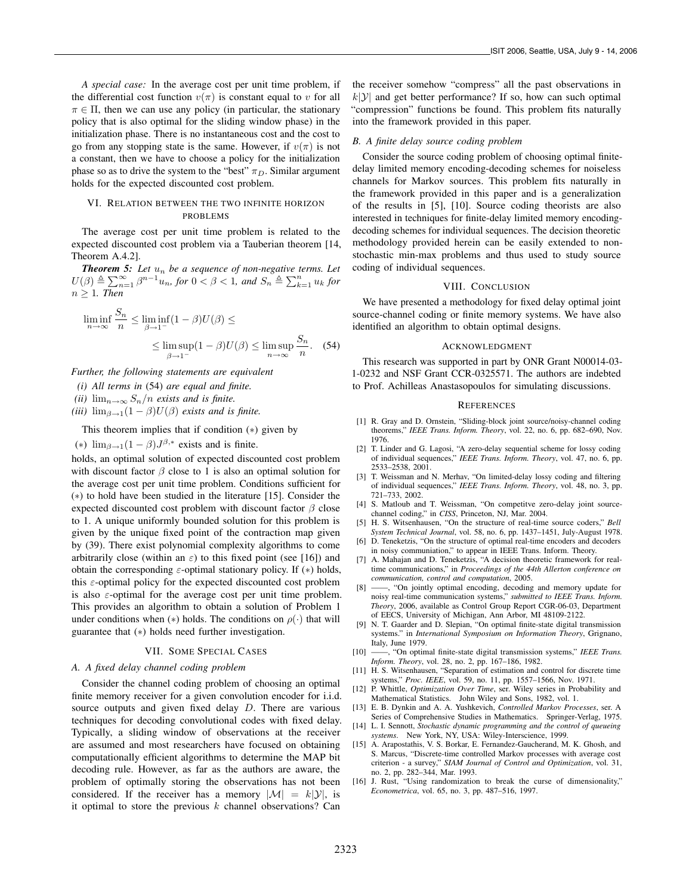*A special case:* In the average cost per unit time problem, if the differential cost function $v(\pi)$ is constant equal to $v$ for all $\pi \in \Pi$, then we can use any policy (in particular, the stationary policy that is also optimal for the sliding window phase) in the initialization phase. There is no instantaneous cost and the cost to go from any stopping state is the same. However, if $v(\pi)$ is not a constant, then we have to choose a policy for the initialization phase so as to drive the system to the "best" $\pi_D$. Similar argument holds for the expected discounted cost problem.

## VI. Relation between the two infinite horizon problems

The average cost per unit time problem is related to the expected discounted cost problem via a Tauberian theorem [14, Theorem A.4.2].

***Theorem 5:*** *Let $u_n$ be a sequence of non-negative terms. Let $U(\beta) \triangleq \sum_{n=1}^{\infty} \beta^{n-1} u_n$, for $0 < \beta < 1$, and $S_n \triangleq \sum_{k=1}^{n} u_k$ for $n \geq 1$. Then*

$$\liminf_{n \to \infty} \frac{S_n}{n} \leq \liminf_{\beta \to 1^-} (1-\beta) U(\beta) \leq \leq \limsup_{\beta \to 1^-} (1-\beta) U(\beta) \leq \limsup_{n \to \infty} \frac{S_n}{n}. \quad (54)$$

*Further, the following statements are equivalent*

*(i) All terms in* (54) *are equal and finite.*

*(ii) $\lim_{n \to \infty} S_n / n$ exists and is finite.*

*(iii) $\lim_{\beta \to 1} (1-\beta) U(\beta)$ exists and is finite.*

This theorem implies that if condition $(*)$ given by

$(*)$ $\lim_{\beta \to 1} (1-\beta) J^{\beta,*}$ exists and is finite.

holds, an optimal solution of expected discounted cost problem with discount factor $\beta$ close to 1 is also an optimal solution for the average cost per unit time problem. Conditions sufficient for $(*)$ to hold have been studied in the literature [15]. Consider the expected discounted cost problem with discount factor $\beta$ close to 1. A unique uniformly bounded solution for this problem is given by the unique fixed point of the contraction map given by (39). There exist polynomial complexity algorithms to come arbitrarily close (within an $\varepsilon$) to this fixed point (see [16]) and obtain the corresponding $\varepsilon$-optimal stationary policy. If $(*)$ holds, this $\varepsilon$-optimal policy for the expected discounted cost problem is also $\varepsilon$-optimal for the average cost per unit time problem. This provides an algorithm to obtain a solution of Problem 1 under conditions when $(*)$ holds. The conditions on $\rho(\cdot)$ that will guarantee that $(*)$ holds need further investigation.

## VII. Some Special Cases

### A. A fixed delay channel coding problem

Consider the channel coding problem of choosing an optimal finite memory receiver for a given convolution encoder for i.i.d. source outputs and given fixed delay $D$. There are various techniques for decoding convolutional codes with fixed delay. Typically, a sliding window of observations at the receiver are assumed and most researchers have focused on obtaining computationally efficient algorithms to determine the MAP bit decoding rule. However, as far as the authors are aware, the problem of optimally storing the observations has not been considered. If the receiver has a memory $|\mathcal{M}| = k|\mathcal{Y}|$, is it optimal to store the previous $k$ channel observations? Can the receiver somehow "compress" all the past observations in $k|\mathcal{Y}|$ and get better performance? If so, how can such optimal "compression" functions be found. This problem fits naturally into the framework provided in this paper.

### B. A finite delay source coding problem

Consider the source coding problem of choosing optimal finite-delay limited memory encoding-decoding schemes for noiseless channels for Markov sources. This problem fits naturally in the framework provided in this paper and is a generalization of the results in [5], [10]. Source coding theorists are also interested in techniques for finite-delay limited memory encoding-decoding schemes for individual sequences. The decision theoretic methodology provided herein can be easily extended to non-stochastic min-max problems and thus used to study source coding of individual sequences.

## VIII. Conclusion

We have presented a methodology for fixed delay optimal joint source-channel coding or finite memory systems. We have also identified an algorithm to obtain optimal designs.

## Acknowledgment

This research was supported in part by ONR Grant N00014-03-1-0232 and NSF Grant CCR-0325571. The authors are indebted to Prof. Achilleas Anastasopoulos for simulating discussions.

## References

[1] R. Gray and D. Ornstein, "Sliding-block joint source/noisy-channel coding theorems," *IEEE Trans. Inform. Theory*, vol. 22, no. 6, pp. 682–690, Nov. 1976.

[2] T. Linder and G. Lagosi, "A zero-delay sequential scheme for lossy coding of individual sequences," *IEEE Trans. Inform. Theory*, vol. 47, no. 6, pp. 2533–2538, 2001.

[3] T. Weissman and N. Merhav, "On limited-delay lossy coding and filtering of individual sequences," *IEEE Trans. Inform. Theory*, vol. 48, no. 3, pp. 721–733, 2002.

[4] S. Matloub and T. Weissman, "On competitve zero-delay joint source-channel coding," in *CISS*, Princeton, NJ, Mar. 2004.

[5] H. S. Witsenhausen, "On the structure of real-time source coders," *Bell System Technical Journal*, vol. 58, no. 6, pp. 1437–1451, July-August 1978.

[6] D. Teneketzis, "On the structure of optimal real-time encoders and decoders in noisy communiation," to appear in IEEE Trans. Inform. Theory.

[7] A. Mahajan and D. Teneketzis, "A decision theoretic framework for real-time communications," in *Proceedings of the 44th Allerton conference on communication, control and computation*, 2005.

[8] ——, "On jointly optimal encoding, decoding and memory update for noisy real-time communication systems," *submitted to IEEE Trans. Inform. Theory*, 2006, available as Control Group Report CGR-06-03, Department of EECS, University of Michigan, Ann Arbor, MI 48109-2122.

[9] N. T. Gaarder and D. Slepian, "On optimal finite-state digital transmission systems." in *International Symposium on Information Theory*, Grignano, Italy, June 1979.

[10] ——, "On optimal finite-state digital transmission systems," *IEEE Trans. Inform. Theory*, vol. 28, no. 2, pp. 167–186, 1982.

[11] H. S. Witsenhausen, "Separation of estimation and control for discrete time systems," *Proc. IEEE*, vol. 59, no. 11, pp. 1557–1566, Nov. 1971.

[12] P. Whittle, *Optimization Over Time*, ser. Wiley series in Probability and Mathematical Statistics. John Wiley and Sons, 1982, vol. 1.

[13] E. B. Dynkin and A. A. Yushkevich, *Controlled Markov Processes*, ser. A Series of Comprehensive Studies in Mathematics. Springer-Verlag, 1975.

[14] L. I. Sennott, *Stochastic dynamic programming and the control of queueing systems*. New York, NY, USA: Wiley-Interscience, 1999.

[15] A. Arapostathis, V. S. Borkar, E. Fernandez-Gaucherand, M. K. Ghosh, and S. Marcus, "Discrete-time controlled Markov processes with average cost criterion - a survey," *SIAM Journal of Control and Optimization*, vol. 31, no. 2, pp. 282–344, Mar. 1993.

[16] J. Rust, "Using randomization to break the curse of dimensionality," *Econometrica*, vol. 65, no. 3, pp. 487–516, 1997.